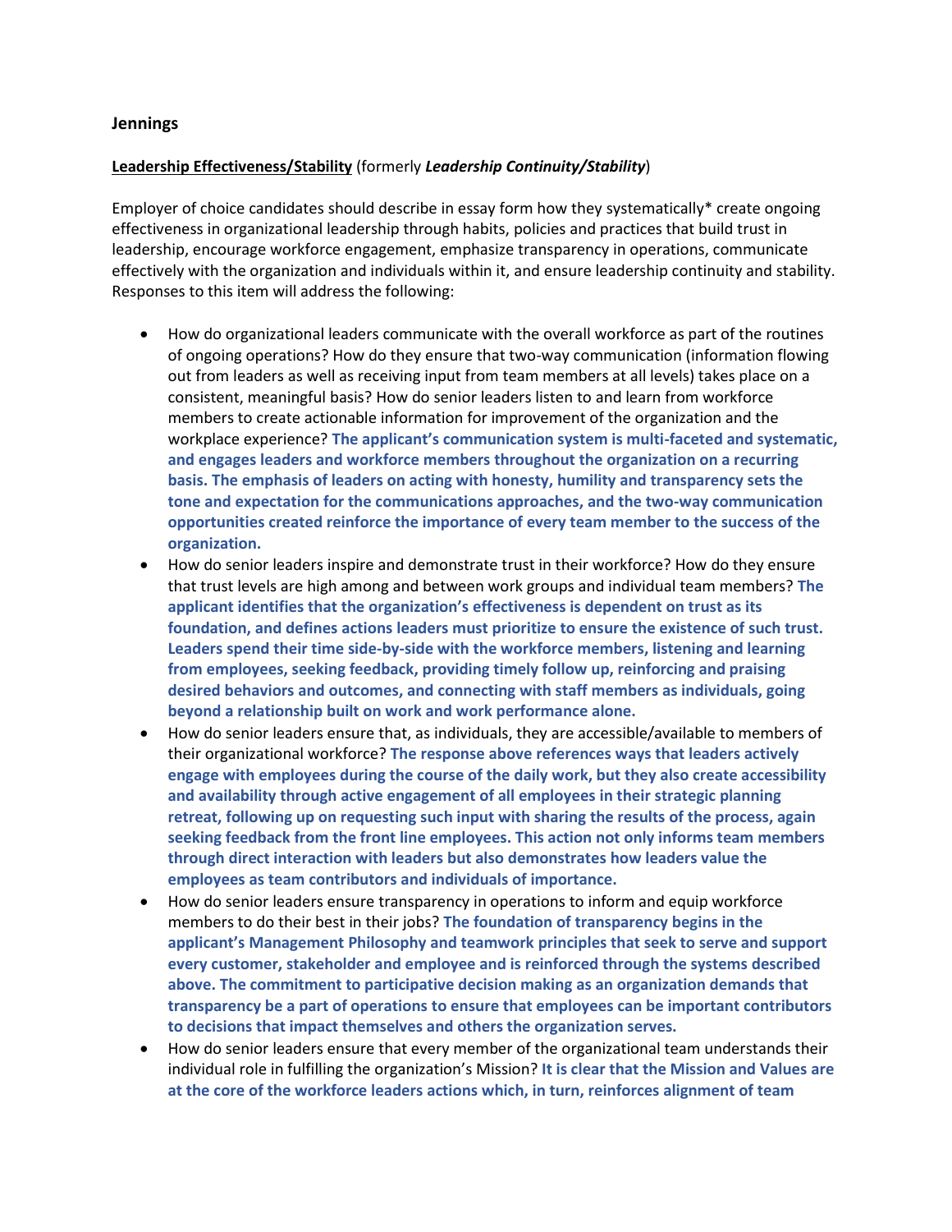**Jennings**

**Leadership Effectiveness/Stability** (formerly ***Leadership Continuity/Stability***)

Employer of choice candidates should describe in essay form how they systematically* create ongoing effectiveness in organizational leadership through habits, policies and practices that build trust in leadership, encourage workforce engagement, emphasize transparency in operations, communicate effectively with the organization and individuals within it, and ensure leadership continuity and stability. Responses to this item will address the following:

- How do organizational leaders communicate with the overall workforce as part of the routines of ongoing operations? How do they ensure that two-way communication (information flowing out from leaders as well as receiving input from team members at all levels) takes place on a consistent, meaningful basis? How do senior leaders listen to and learn from workforce members to create actionable information for improvement of the organization and the workplace experience? **The applicant's communication system is multi-faceted and systematic, and engages leaders and workforce members throughout the organization on a recurring basis. The emphasis of leaders on acting with honesty, humility and transparency sets the tone and expectation for the communications approaches, and the two-way communication opportunities created reinforce the importance of every team member to the success of the organization.**
- How do senior leaders inspire and demonstrate trust in their workforce? How do they ensure that trust levels are high among and between work groups and individual team members? **The applicant identifies that the organization's effectiveness is dependent on trust as its foundation, and defines actions leaders must prioritize to ensure the existence of such trust. Leaders spend their time side-by-side with the workforce members, listening and learning from employees, seeking feedback, providing timely follow up, reinforcing and praising desired behaviors and outcomes, and connecting with staff members as individuals, going beyond a relationship built on work and work performance alone.**
- How do senior leaders ensure that, as individuals, they are accessible/available to members of their organizational workforce? **The response above references ways that leaders actively engage with employees during the course of the daily work, but they also create accessibility and availability through active engagement of all employees in their strategic planning retreat, following up on requesting such input with sharing the results of the process, again seeking feedback from the front line employees. This action not only informs team members through direct interaction with leaders but also demonstrates how leaders value the employees as team contributors and individuals of importance.**
- How do senior leaders ensure transparency in operations to inform and equip workforce members to do their best in their jobs? **The foundation of transparency begins in the applicant's Management Philosophy and teamwork principles that seek to serve and support every customer, stakeholder and employee and is reinforced through the systems described above. The commitment to participative decision making as an organization demands that transparency be a part of operations to ensure that employees can be important contributors to decisions that impact themselves and others the organization serves.**
- How do senior leaders ensure that every member of the organizational team understands their individual role in fulfilling the organization's Mission? **It is clear that the Mission and Values are at the core of the workforce leaders actions which, in turn, reinforces alignment of team**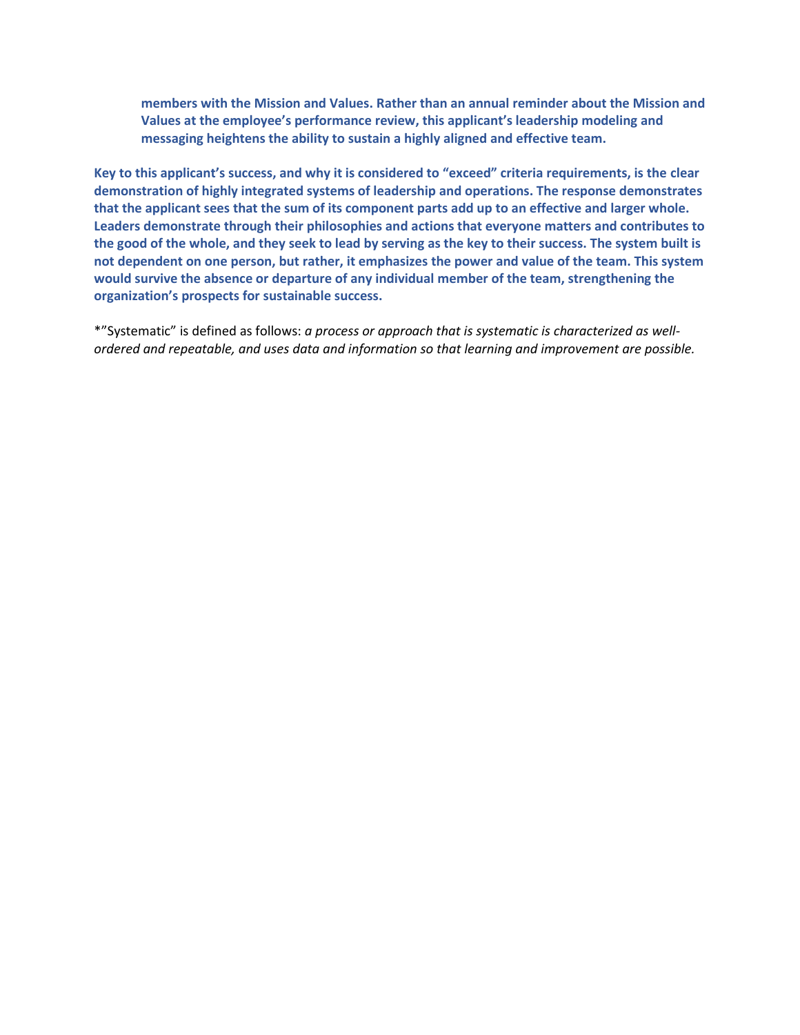**members with the Mission and Values. Rather than an annual reminder about the Mission and Values at the employee's performance review, this applicant's leadership modeling and messaging heightens the ability to sustain a highly aligned and effective team.**

**Key to this applicant's success, and why it is considered to "exceed" criteria requirements, is the clear demonstration of highly integrated systems of leadership and operations. The response demonstrates that the applicant sees that the sum of its component parts add up to an effective and larger whole. Leaders demonstrate through their philosophies and actions that everyone matters and contributes to the good of the whole, and they seek to lead by serving as the key to their success. The system built is not dependent on one person, but rather, it emphasizes the power and value of the team. This system would survive the absence or departure of any individual member of the team, strengthening the organization's prospects for sustainable success.**

*"Systematic" is defined as follows: *a process or approach that is systematic is characterized as well-ordered and repeatable, and uses data and information so that learning and improvement are possible.*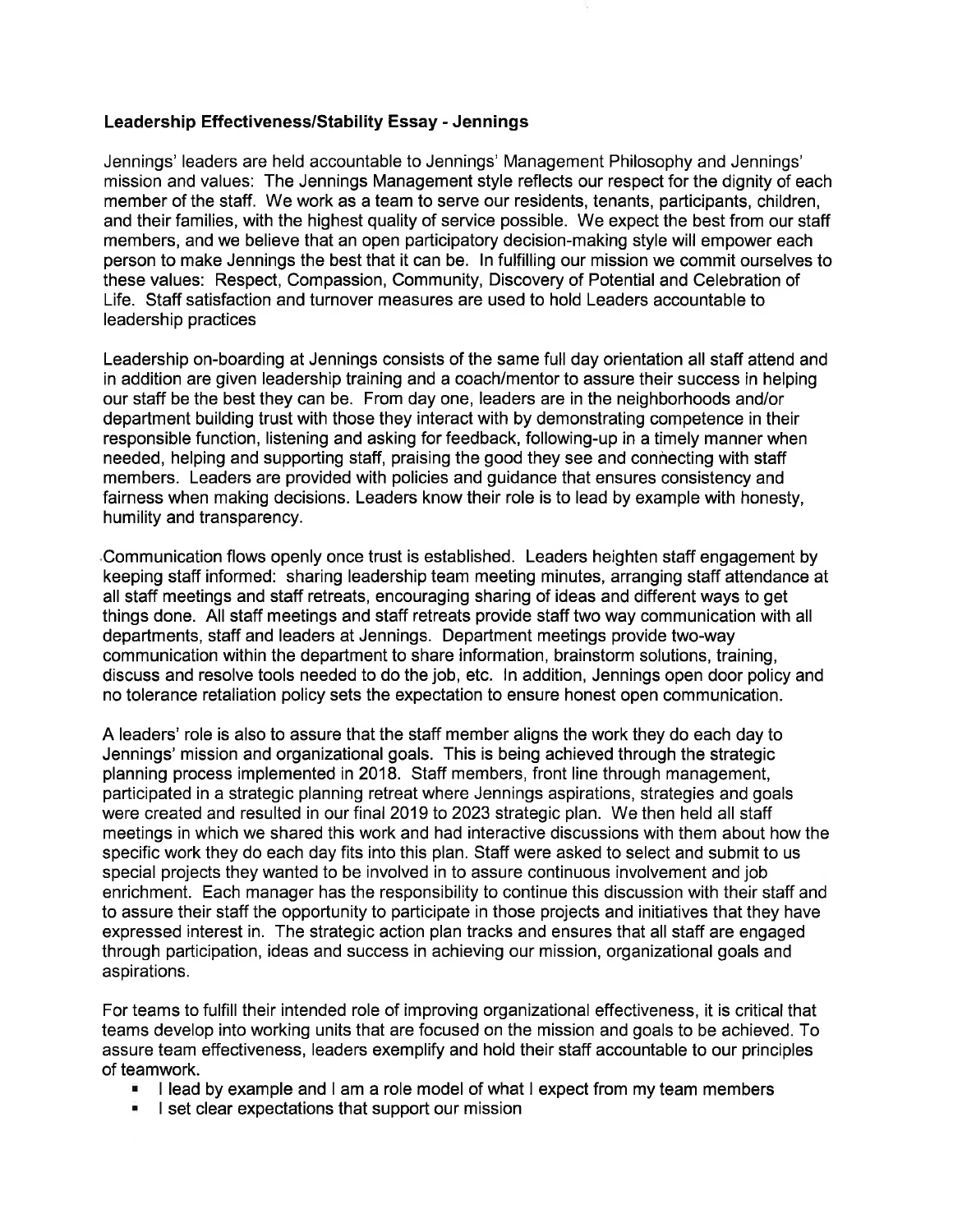**Leadership Effectiveness/Stability Essay - Jennings**

Jennings' leaders are held accountable to Jennings' Management Philosophy and Jennings' mission and values: The Jennings Management style reflects our respect for the dignity of each member of the staff. We work as a team to serve our residents, tenants, participants, children, and their families, with the highest quality of service possible. We expect the best from our staff members, and we believe that an open participatory decision-making style will empower each person to make Jennings the best that it can be. In fulfilling our mission we commit ourselves to these values: Respect, Compassion, Community, Discovery of Potential and Celebration of Life. Staff satisfaction and turnover measures are used to hold Leaders accountable to leadership practices

Leadership on-boarding at Jennings consists of the same full day orientation all staff attend and in addition are given leadership training and a coach/mentor to assure their success in helping our staff be the best they can be. From day one, leaders are in the neighborhoods and/or department building trust with those they interact with by demonstrating competence in their responsible function, listening and asking for feedback, following-up in a timely manner when needed, helping and supporting staff, praising the good they see and connecting with staff members. Leaders are provided with policies and guidance that ensures consistency and fairness when making decisions. Leaders know their role is to lead by example with honesty, humility and transparency.

Communication flows openly once trust is established. Leaders heighten staff engagement by keeping staff informed: sharing leadership team meeting minutes, arranging staff attendance at all staff meetings and staff retreats, encouraging sharing of ideas and different ways to get things done. All staff meetings and staff retreats provide staff two way communication with all departments, staff and leaders at Jennings. Department meetings provide two-way communication within the department to share information, brainstorm solutions, training, discuss and resolve tools needed to do the job, etc. In addition, Jennings open door policy and no tolerance retaliation policy sets the expectation to ensure honest open communication.

A leaders' role is also to assure that the staff member aligns the work they do each day to Jennings' mission and organizational goals. This is being achieved through the strategic planning process implemented in 2018. Staff members, front line through management, participated in a strategic planning retreat where Jennings aspirations, strategies and goals were created and resulted in our final 2019 to 2023 strategic plan. We then held all staff meetings in which we shared this work and had interactive discussions with them about how the specific work they do each day fits into this plan. Staff were asked to select and submit to us special projects they wanted to be involved in to assure continuous involvement and job enrichment. Each manager has the responsibility to continue this discussion with their staff and to assure their staff the opportunity to participate in those projects and initiatives that they have expressed interest in. The strategic action plan tracks and ensures that all staff are engaged through participation, ideas and success in achieving our mission, organizational goals and aspirations.

For teams to fulfill their intended role of improving organizational effectiveness, it is critical that teams develop into working units that are focused on the mission and goals to be achieved. To assure team effectiveness, leaders exemplify and hold their staff accountable to our principles of teamwork.

- I lead by example and I am a role model of what I expect from my team members
- I set clear expectations that support our mission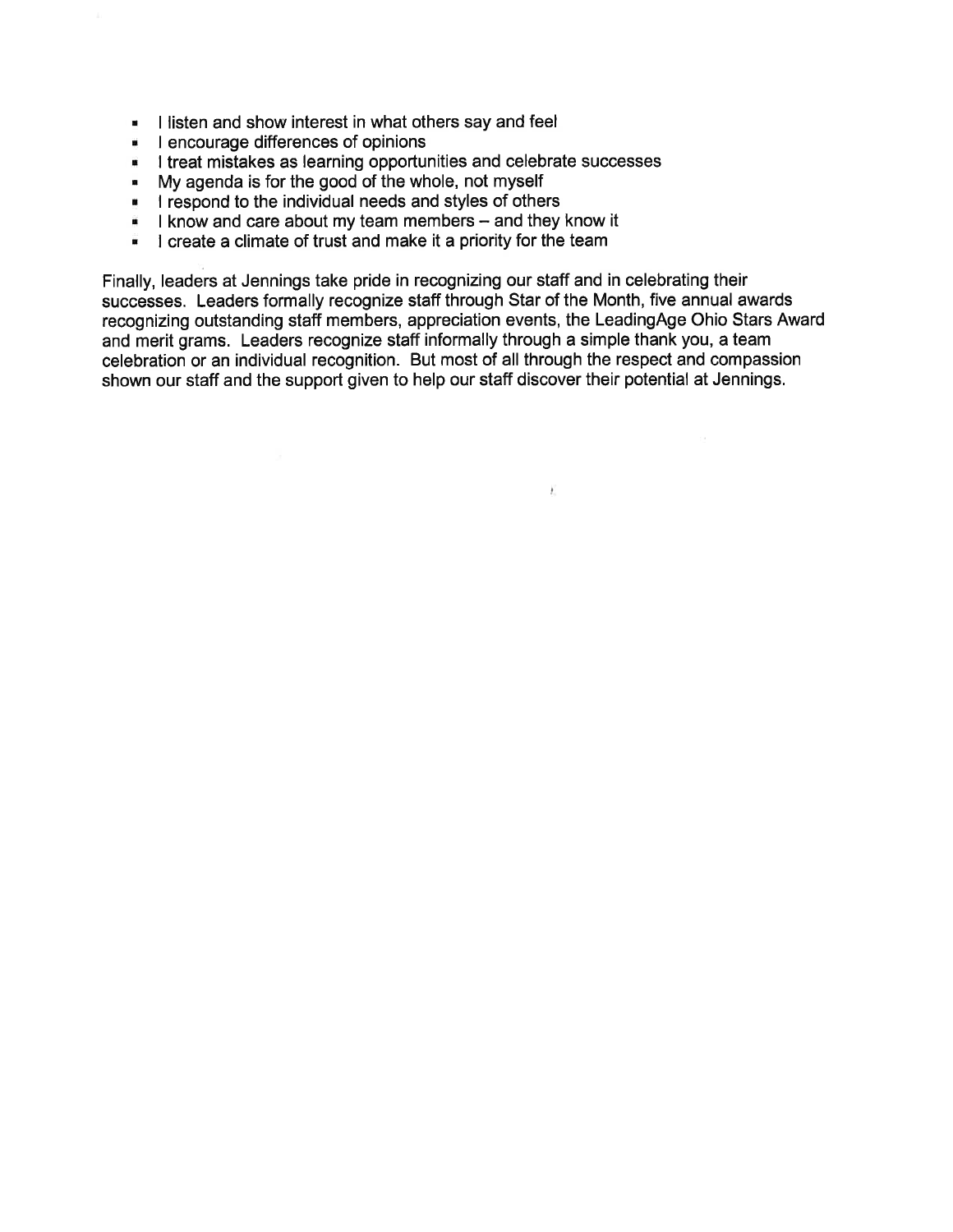- I listen and show interest in what others say and feel
- I encourage differences of opinions
- I treat mistakes as learning opportunities and celebrate successes
- My agenda is for the good of the whole, not myself
- I respond to the individual needs and styles of others
- I know and care about my team members – and they know it
- I create a climate of trust and make it a priority for the team

Finally, leaders at Jennings take pride in recognizing our staff and in celebrating their successes. Leaders formally recognize staff through Star of the Month, five annual awards recognizing outstanding staff members, appreciation events, the LeadingAge Ohio Stars Award and merit grams. Leaders recognize staff informally through a simple thank you, a team celebration or an individual recognition. But most of all through the respect and compassion shown our staff and the support given to help our staff discover their potential at Jennings.